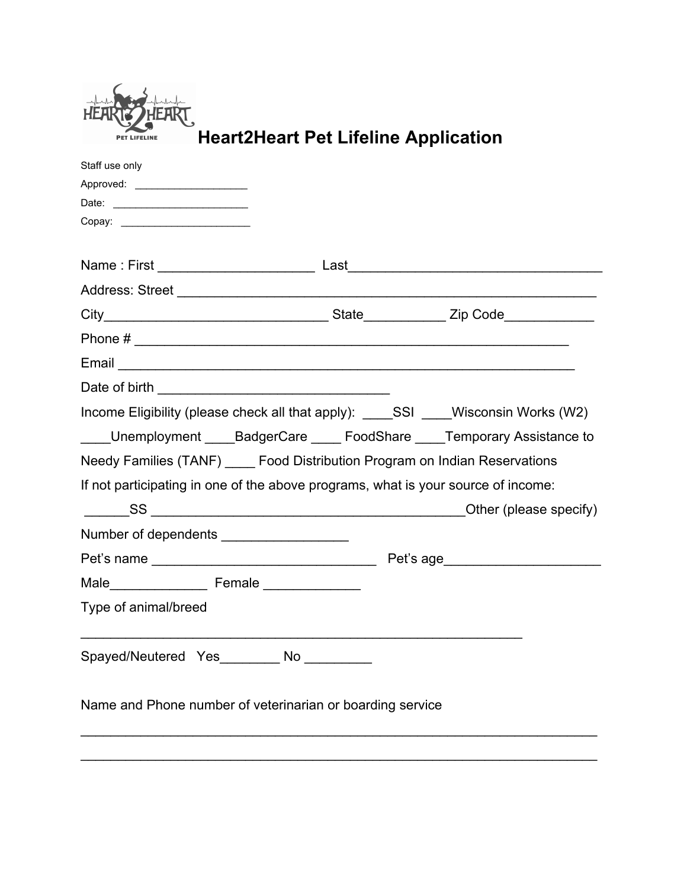# Heart2Heart Pet Lifeline Application

Staff use only

Approved: ___________________

Date: ________________________

Copay: ______________________

Name : First ____________________ Last__________________________________

Address: Street _________________________________________________________

City_____________________________ State__________ Zip Code___________

Phone # ________________________________________________________

Email ___________________________________________________________

Date of birth ______________________________

Income Eligibility (please check all that apply): ____SSI ____Wisconsin Works (W2) ____Unemployment ____BadgerCare ____ FoodShare ____Temporary Assistance to Needy Families (TANF) ____ Food Distribution Program on Indian Reservations

If not participating in one of the above programs, what is your source of income:

______SS __________________________________________Other (please specify)

Number of dependents ________________

Pet's name ______________________________ Pet's age____________________

Male_____________ Female ____________

Type of animal/breed

___________________________________________________________

Spayed/Neutered Yes________ No _________

Name and Phone number of veterinarian or boarding service

____________________________________________________________________

____________________________________________________________________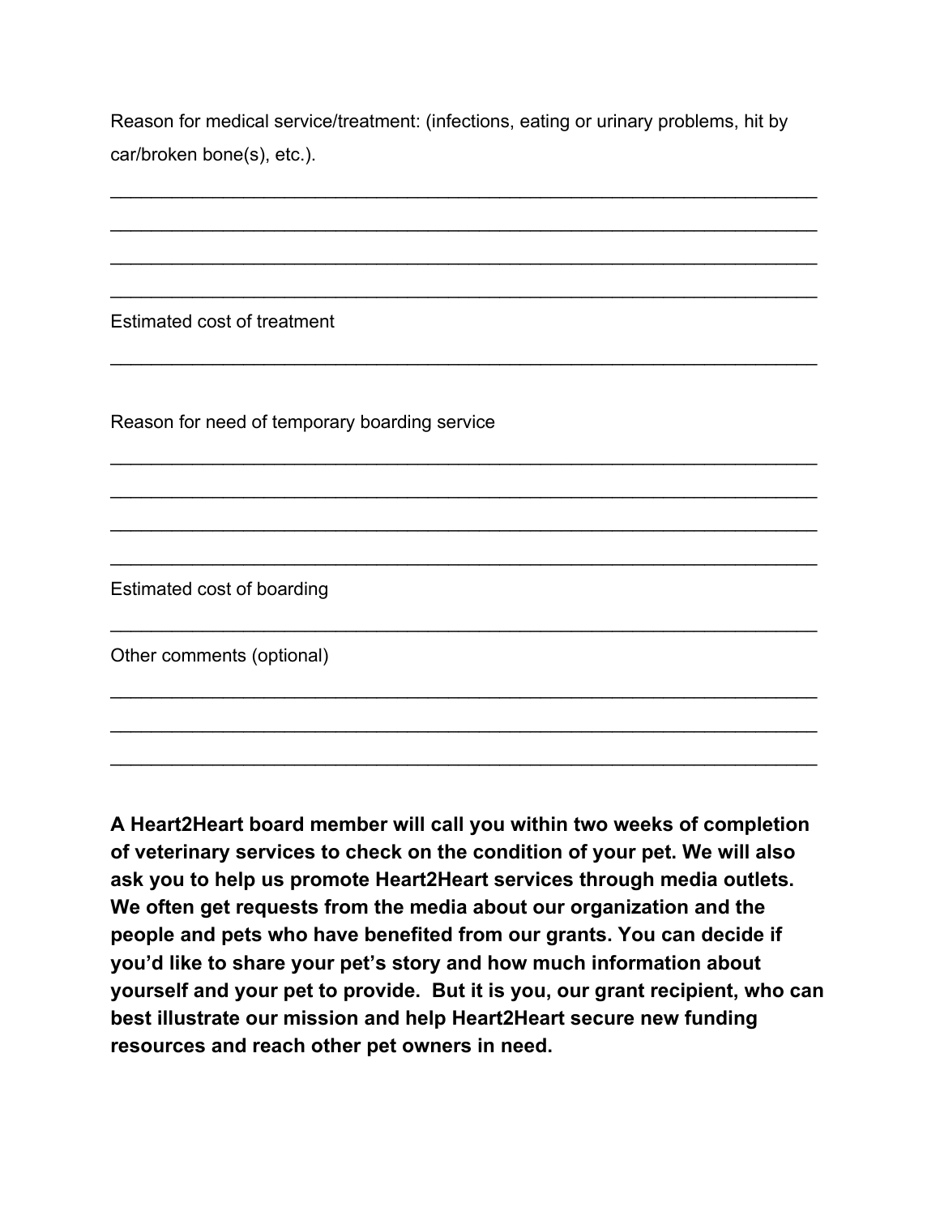Reason for medical service/treatment: (infections, eating or urinary problems, hit by car/broken bone(s), etc.).

\_\_\_\_\_\_\_\_\_\_\_\_\_\_\_\_\_\_\_\_\_\_\_\_\_\_\_\_\_\_\_\_\_\_\_\_\_\_\_\_\_\_\_\_\_\_\_\_\_\_\_\_\_\_\_\_\_\_\_\_\_\_\_\_\_\_\_\_\_\_

\_\_\_\_\_\_\_\_\_\_\_\_\_\_\_\_\_\_\_\_\_\_\_\_\_\_\_\_\_\_\_\_\_\_\_\_\_\_\_\_\_\_\_\_\_\_\_\_\_\_\_\_\_\_\_\_\_\_\_\_\_\_\_\_\_\_\_\_\_\_

\_\_\_\_\_\_\_\_\_\_\_\_\_\_\_\_\_\_\_\_\_\_\_\_\_\_\_\_\_\_\_\_\_\_\_\_\_\_\_\_\_\_\_\_\_\_\_\_\_\_\_\_\_\_\_\_\_\_\_\_\_\_\_\_\_\_\_\_\_\_

\_\_\_\_\_\_\_\_\_\_\_\_\_\_\_\_\_\_\_\_\_\_\_\_\_\_\_\_\_\_\_\_\_\_\_\_\_\_\_\_\_\_\_\_\_\_\_\_\_\_\_\_\_\_\_\_\_\_\_\_\_\_\_\_\_\_\_\_\_\_

Estimated cost of treatment

\_\_\_\_\_\_\_\_\_\_\_\_\_\_\_\_\_\_\_\_\_\_\_\_\_\_\_\_\_\_\_\_\_\_\_\_\_\_\_\_\_\_\_\_\_\_\_\_\_\_\_\_\_\_\_\_\_\_\_\_\_\_\_\_\_\_\_\_\_\_

Reason for need of temporary boarding service

\_\_\_\_\_\_\_\_\_\_\_\_\_\_\_\_\_\_\_\_\_\_\_\_\_\_\_\_\_\_\_\_\_\_\_\_\_\_\_\_\_\_\_\_\_\_\_\_\_\_\_\_\_\_\_\_\_\_\_\_\_\_\_\_\_\_\_\_\_\_

\_\_\_\_\_\_\_\_\_\_\_\_\_\_\_\_\_\_\_\_\_\_\_\_\_\_\_\_\_\_\_\_\_\_\_\_\_\_\_\_\_\_\_\_\_\_\_\_\_\_\_\_\_\_\_\_\_\_\_\_\_\_\_\_\_\_\_\_\_\_

\_\_\_\_\_\_\_\_\_\_\_\_\_\_\_\_\_\_\_\_\_\_\_\_\_\_\_\_\_\_\_\_\_\_\_\_\_\_\_\_\_\_\_\_\_\_\_\_\_\_\_\_\_\_\_\_\_\_\_\_\_\_\_\_\_\_\_\_\_\_

\_\_\_\_\_\_\_\_\_\_\_\_\_\_\_\_\_\_\_\_\_\_\_\_\_\_\_\_\_\_\_\_\_\_\_\_\_\_\_\_\_\_\_\_\_\_\_\_\_\_\_\_\_\_\_\_\_\_\_\_\_\_\_\_\_\_\_\_\_\_

Estimated cost of boarding

\_\_\_\_\_\_\_\_\_\_\_\_\_\_\_\_\_\_\_\_\_\_\_\_\_\_\_\_\_\_\_\_\_\_\_\_\_\_\_\_\_\_\_\_\_\_\_\_\_\_\_\_\_\_\_\_\_\_\_\_\_\_\_\_\_\_\_\_\_\_

Other comments (optional)

\_\_\_\_\_\_\_\_\_\_\_\_\_\_\_\_\_\_\_\_\_\_\_\_\_\_\_\_\_\_\_\_\_\_\_\_\_\_\_\_\_\_\_\_\_\_\_\_\_\_\_\_\_\_\_\_\_\_\_\_\_\_\_\_\_\_\_\_\_\_

\_\_\_\_\_\_\_\_\_\_\_\_\_\_\_\_\_\_\_\_\_\_\_\_\_\_\_\_\_\_\_\_\_\_\_\_\_\_\_\_\_\_\_\_\_\_\_\_\_\_\_\_\_\_\_\_\_\_\_\_\_\_\_\_\_\_\_\_\_\_

\_\_\_\_\_\_\_\_\_\_\_\_\_\_\_\_\_\_\_\_\_\_\_\_\_\_\_\_\_\_\_\_\_\_\_\_\_\_\_\_\_\_\_\_\_\_\_\_\_\_\_\_\_\_\_\_\_\_\_\_\_\_\_\_\_\_\_\_\_\_

**A Heart2Heart board member will call you within two weeks of completion of veterinary services to check on the condition of your pet. We will also ask you to help us promote Heart2Heart services through media outlets. We often get requests from the media about our organization and the people and pets who have benefited from our grants. You can decide if you'd like to share your pet's story and how much information about yourself and your pet to provide. But it is you, our grant recipient, who can best illustrate our mission and help Heart2Heart secure new funding resources and reach other pet owners in need.**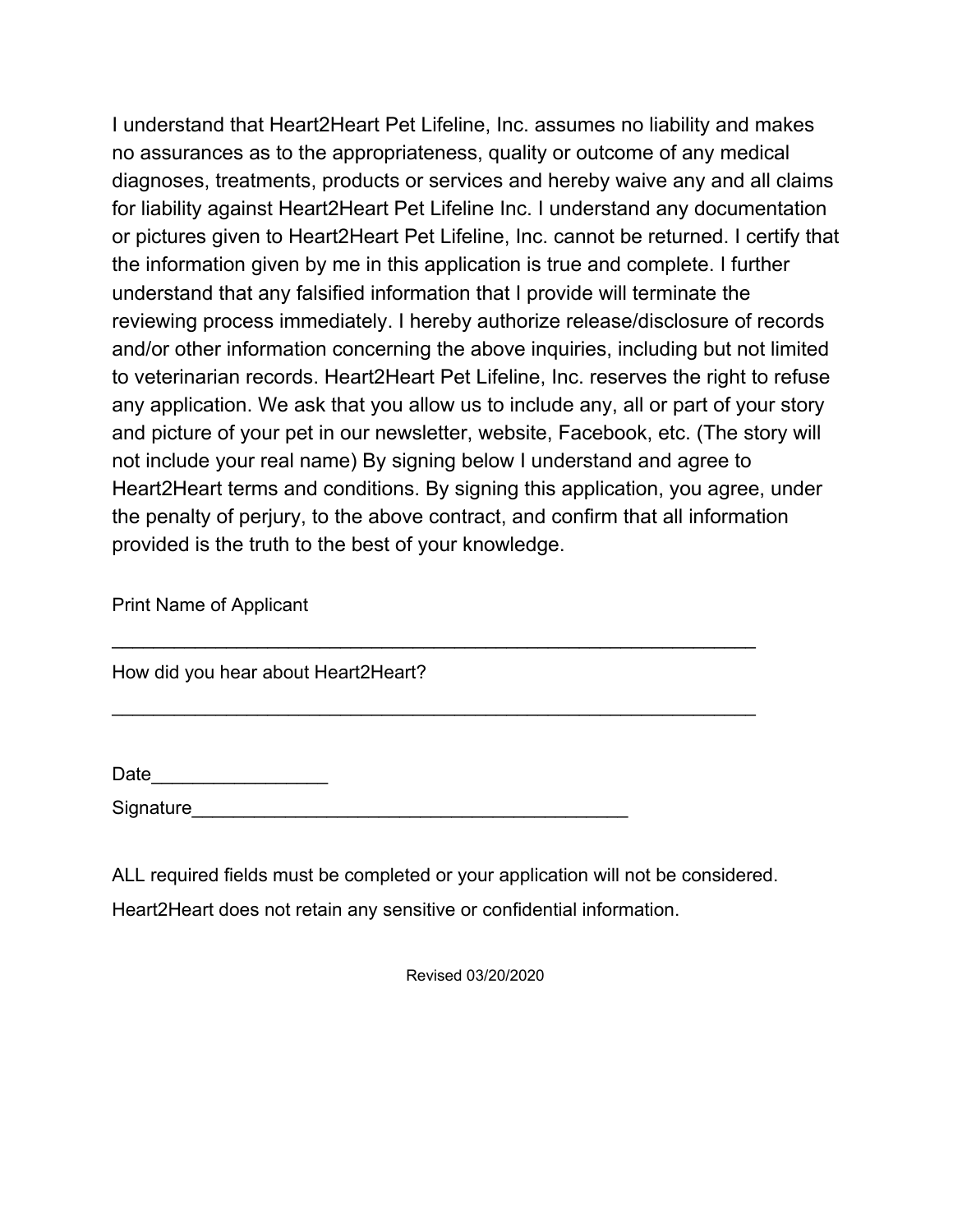I understand that Heart2Heart Pet Lifeline, Inc. assumes no liability and makes no assurances as to the appropriateness, quality or outcome of any medical diagnoses, treatments, products or services and hereby waive any and all claims for liability against Heart2Heart Pet Lifeline Inc. I understand any documentation or pictures given to Heart2Heart Pet Lifeline, Inc. cannot be returned. I certify that the information given by me in this application is true and complete. I further understand that any falsified information that I provide will terminate the reviewing process immediately. I hereby authorize release/disclosure of records and/or other information concerning the above inquiries, including but not limited to veterinarian records. Heart2Heart Pet Lifeline, Inc. reserves the right to refuse any application. We ask that you allow us to include any, all or part of your story and picture of your pet in our newsletter, website, Facebook, etc. (The story will not include your real name) By signing below I understand and agree to Heart2Heart terms and conditions. By signing this application, you agree, under the penalty of perjury, to the above contract, and confirm that all information provided is the truth to the best of your knowledge.

Print Name of Applicant

_______________________________________________________________

How did you hear about Heart2Heart?

_______________________________________________________________

Date_________________

Signature___________________________________________

ALL required fields must be completed or your application will not be considered.

Heart2Heart does not retain any sensitive or confidential information.

Revised 03/20/2020